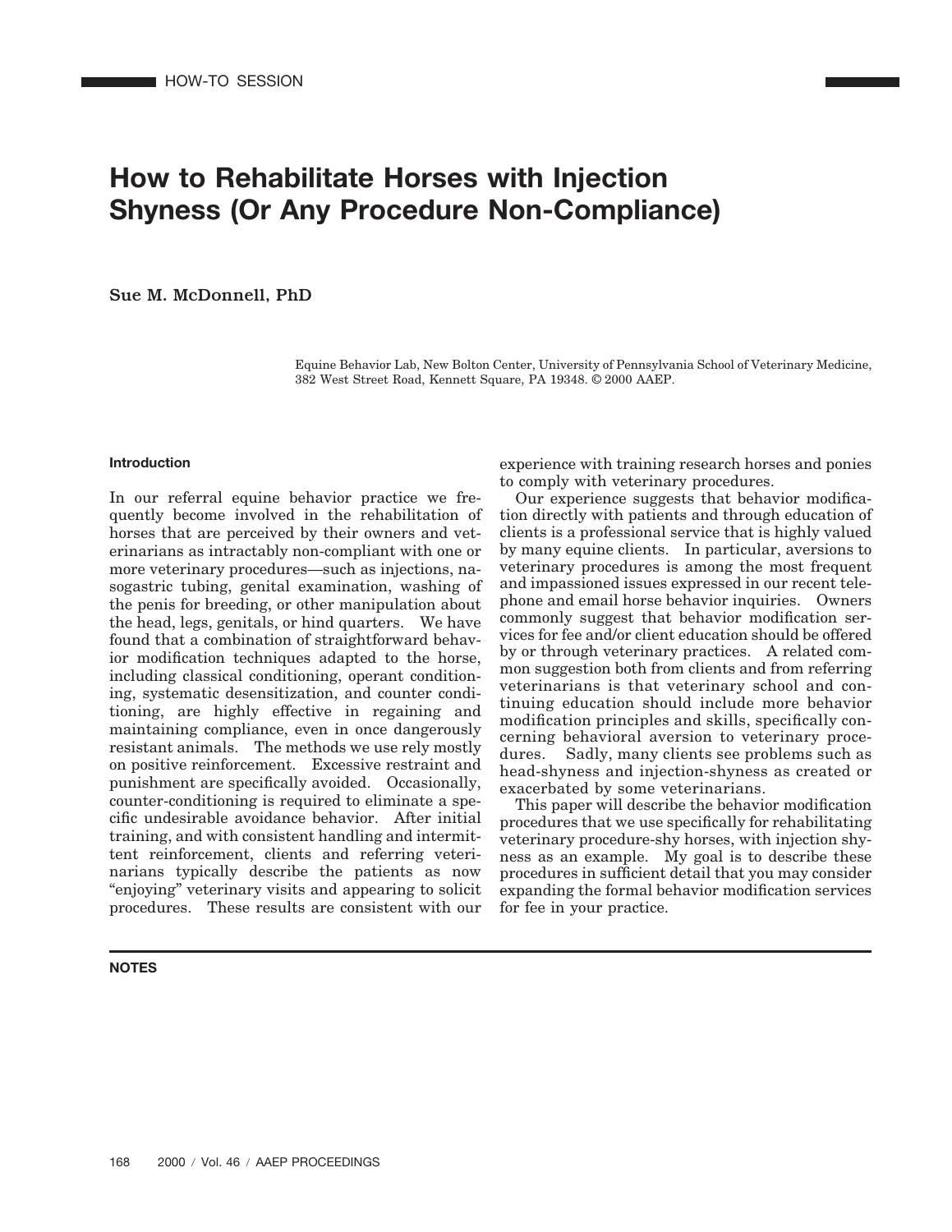HOW-TO SESSION

# How to Rehabilitate Horses with Injection Shyness (Or Any Procedure Non-Compliance)

**Sue M. McDonnell, PhD**

Equine Behavior Lab, New Bolton Center, University of Pennsylvania School of Veterinary Medicine, 382 West Street Road, Kennett Square, PA 19348. © 2000 AAEP.

## Introduction

In our referral equine behavior practice we frequently become involved in the rehabilitation of horses that are perceived by their owners and veterinarians as intractably non-compliant with one or more veterinary procedures—such as injections, nasogastric tubing, genital examination, washing of the penis for breeding, or other manipulation about the head, legs, genitals, or hind quarters. We have found that a combination of straightforward behavior modification techniques adapted to the horse, including classical conditioning, operant conditioning, systematic desensitization, and counter conditioning, are highly effective in regaining and maintaining compliance, even in once dangerously resistant animals. The methods we use rely mostly on positive reinforcement. Excessive restraint and punishment are specifically avoided. Occasionally, counter-conditioning is required to eliminate a specific undesirable avoidance behavior. After initial training, and with consistent handling and intermittent reinforcement, clients and referring veterinarians typically describe the patients as now "enjoying" veterinary visits and appearing to solicit procedures. These results are consistent with our experience with training research horses and ponies to comply with veterinary procedures.

Our experience suggests that behavior modification directly with patients and through education of clients is a professional service that is highly valued by many equine clients. In particular, aversions to veterinary procedures is among the most frequent and impassioned issues expressed in our recent telephone and email horse behavior inquiries. Owners commonly suggest that behavior modification services for fee and/or client education should be offered by or through veterinary practices. A related common suggestion both from clients and from referring veterinarians is that veterinary school and continuing education should include more behavior modification principles and skills, specifically concerning behavioral aversion to veterinary procedures. Sadly, many clients see problems such as head-shyness and injection-shyness as created or exacerbated by some veterinarians.

This paper will describe the behavior modification procedures that we use specifically for rehabilitating veterinary procedure-shy horses, with injection shyness as an example. My goal is to describe these procedures in sufficient detail that you may consider expanding the formal behavior modification services for fee in your practice.

**NOTES**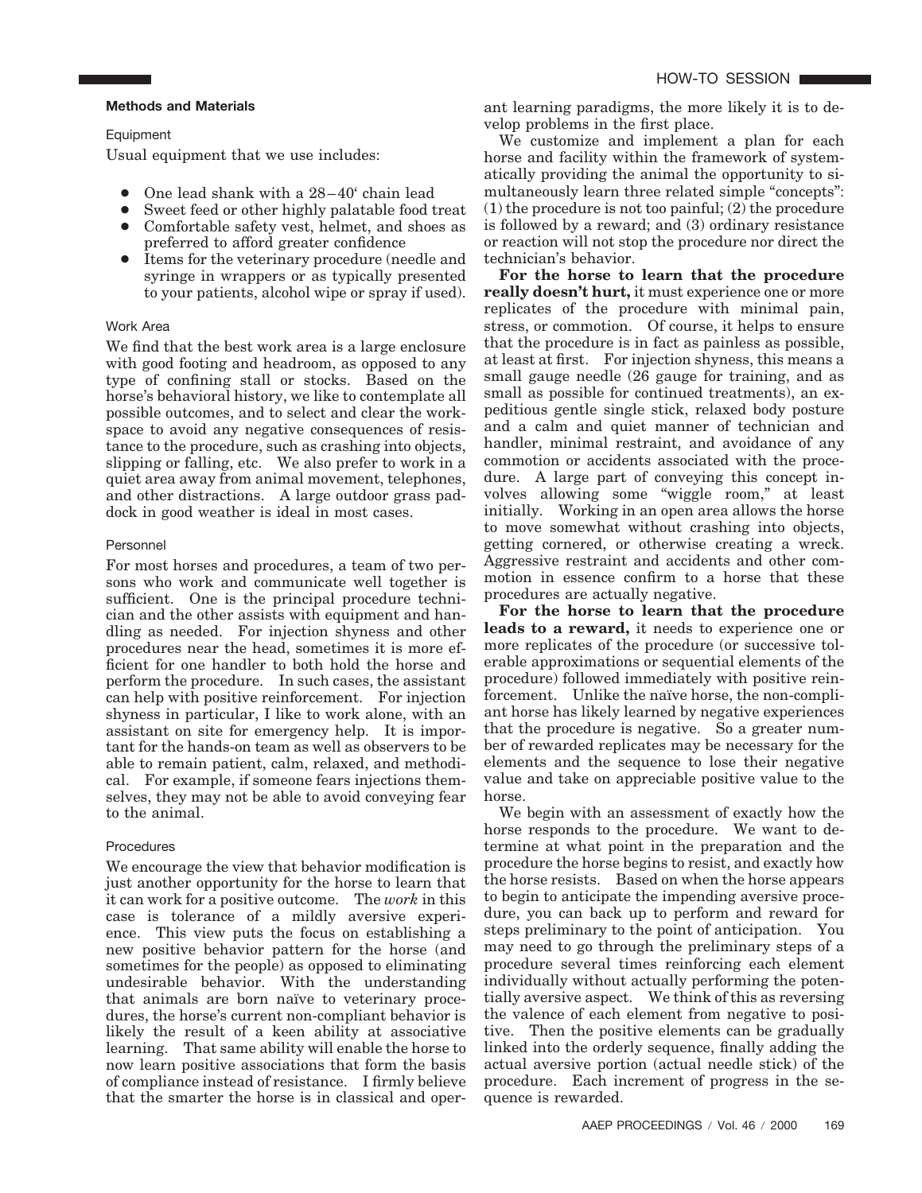## Methods and Materials

### Equipment

Usual equipment that we use includes:

- One lead shank with a 28–40‘ chain lead
- Sweet feed or other highly palatable food treat
- Comfortable safety vest, helmet, and shoes as preferred to afford greater confidence
- Items for the veterinary procedure (needle and syringe in wrappers or as typically presented to your patients, alcohol wipe or spray if used).

### Work Area

We find that the best work area is a large enclosure with good footing and headroom, as opposed to any type of confining stall or stocks. Based on the horse's behavioral history, we like to contemplate all possible outcomes, and to select and clear the workspace to avoid any negative consequences of resistance to the procedure, such as crashing into objects, slipping or falling, etc. We also prefer to work in a quiet area away from animal movement, telephones, and other distractions. A large outdoor grass paddock in good weather is ideal in most cases.

### Personnel

For most horses and procedures, a team of two persons who work and communicate well together is sufficient. One is the principal procedure technician and the other assists with equipment and handling as needed. For injection shyness and other procedures near the head, sometimes it is more efficient for one handler to both hold the horse and perform the procedure. In such cases, the assistant can help with positive reinforcement. For injection shyness in particular, I like to work alone, with an assistant on site for emergency help. It is important for the hands-on team as well as observers to be able to remain patient, calm, relaxed, and methodical. For example, if someone fears injections themselves, they may not be able to avoid conveying fear to the animal.

### Procedures

We encourage the view that behavior modification is just another opportunity for the horse to learn that it can work for a positive outcome. The *work* in this case is tolerance of a mildly aversive experience. This view puts the focus on establishing a new positive behavior pattern for the horse (and sometimes for the people) as opposed to eliminating undesirable behavior. With the understanding that animals are born naïve to veterinary procedures, the horse's current non-compliant behavior is likely the result of a keen ability at associative learning. That same ability will enable the horse to now learn positive associations that form the basis of compliance instead of resistance. I firmly believe that the smarter the horse is in classical and operant learning paradigms, the more likely it is to develop problems in the first place.

We customize and implement a plan for each horse and facility within the framework of systematically providing the animal the opportunity to simultaneously learn three related simple "concepts": (1) the procedure is not too painful; (2) the procedure is followed by a reward; and (3) ordinary resistance or reaction will not stop the procedure nor direct the technician's behavior.

**For the horse to learn that the procedure really doesn't hurt,** it must experience one or more replicates of the procedure with minimal pain, stress, or commotion. Of course, it helps to ensure that the procedure is in fact as painless as possible, at least at first. For injection shyness, this means a small gauge needle (26 gauge for training, and as small as possible for continued treatments), an expeditious gentle single stick, relaxed body posture and a calm and quiet manner of technician and handler, minimal restraint, and avoidance of any commotion or accidents associated with the procedure. A large part of conveying this concept involves allowing some "wiggle room," at least initially. Working in an open area allows the horse to move somewhat without crashing into objects, getting cornered, or otherwise creating a wreck. Aggressive restraint and accidents and other commotion in essence confirm to a horse that these procedures are actually negative.

**For the horse to learn that the procedure leads to a reward,** it needs to experience one or more replicates of the procedure (or successive tolerable approximations or sequential elements of the procedure) followed immediately with positive reinforcement. Unlike the naïve horse, the non-compliant horse has likely learned by negative experiences that the procedure is negative. So a greater number of rewarded replicates may be necessary for the elements and the sequence to lose their negative value and take on appreciable positive value to the horse.

We begin with an assessment of exactly how the horse responds to the procedure. We want to determine at what point in the preparation and the procedure the horse begins to resist, and exactly how the horse resists. Based on when the horse appears to begin to anticipate the impending aversive procedure, you can back up to perform and reward for steps preliminary to the point of anticipation. You may need to go through the preliminary steps of a procedure several times reinforcing each element individually without actually performing the potentially aversive aspect. We think of this as reversing the valence of each element from negative to positive. Then the positive elements can be gradually linked into the orderly sequence, finally adding the actual aversive portion (actual needle stick) of the procedure. Each increment of progress in the sequence is rewarded.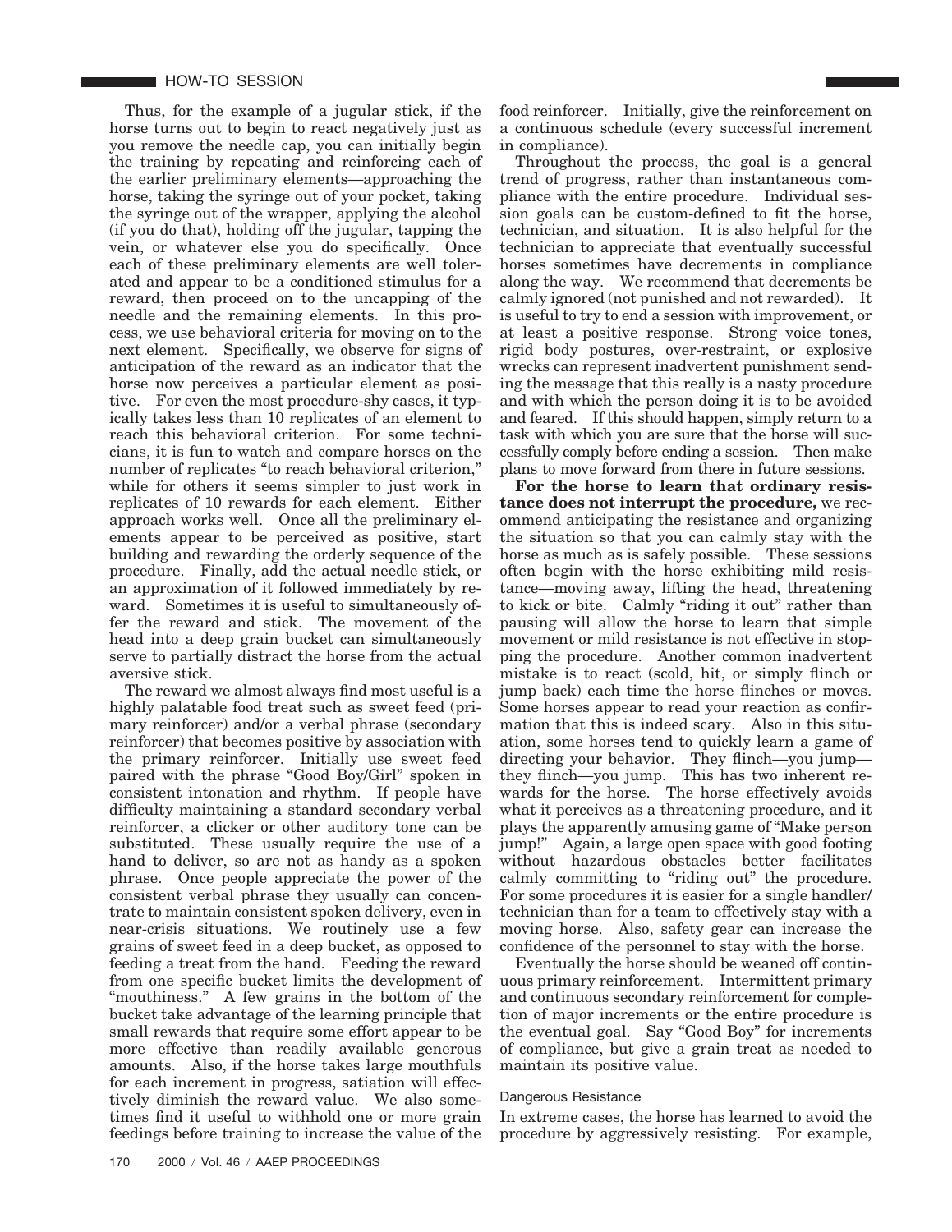Thus, for the example of a jugular stick, if the horse turns out to begin to react negatively just as you remove the needle cap, you can initially begin the training by repeating and reinforcing each of the earlier preliminary elements—approaching the horse, taking the syringe out of your pocket, taking the syringe out of the wrapper, applying the alcohol (if you do that), holding off the jugular, tapping the vein, or whatever else you do specifically. Once each of these preliminary elements are well tolerated and appear to be a conditioned stimulus for a reward, then proceed on to the uncapping of the needle and the remaining elements. In this process, we use behavioral criteria for moving on to the next element. Specifically, we observe for signs of anticipation of the reward as an indicator that the horse now perceives a particular element as positive. For even the most procedure-shy cases, it typically takes less than 10 replicates of an element to reach this behavioral criterion. For some technicians, it is fun to watch and compare horses on the number of replicates "to reach behavioral criterion," while for others it seems simpler to just work in replicates of 10 rewards for each element. Either approach works well. Once all the preliminary elements appear to be perceived as positive, start building and rewarding the orderly sequence of the procedure. Finally, add the actual needle stick, or an approximation of it followed immediately by reward. Sometimes it is useful to simultaneously offer the reward and stick. The movement of the head into a deep grain bucket can simultaneously serve to partially distract the horse from the actual aversive stick.

The reward we almost always find most useful is a highly palatable food treat such as sweet feed (primary reinforcer) and/or a verbal phrase (secondary reinforcer) that becomes positive by association with the primary reinforcer. Initially use sweet feed paired with the phrase "Good Boy/Girl" spoken in consistent intonation and rhythm. If people have difficulty maintaining a standard secondary verbal reinforcer, a clicker or other auditory tone can be substituted. These usually require the use of a hand to deliver, so are not as handy as a spoken phrase. Once people appreciate the power of the consistent verbal phrase they usually can concentrate to maintain consistent spoken delivery, even in near-crisis situations. We routinely use a few grains of sweet feed in a deep bucket, as opposed to feeding a treat from the hand. Feeding the reward from one specific bucket limits the development of "mouthiness." A few grains in the bottom of the bucket take advantage of the learning principle that small rewards that require some effort appear to be more effective than readily available generous amounts. Also, if the horse takes large mouthfuls for each increment in progress, satiation will effectively diminish the reward value. We also sometimes find it useful to withhold one or more grain feedings before training to increase the value of the food reinforcer. Initially, give the reinforcement on a continuous schedule (every successful increment in compliance).

Throughout the process, the goal is a general trend of progress, rather than instantaneous compliance with the entire procedure. Individual session goals can be custom-defined to fit the horse, technician, and situation. It is also helpful for the technician to appreciate that eventually successful horses sometimes have decrements in compliance along the way. We recommend that decrements be calmly ignored (not punished and not rewarded). It is useful to try to end a session with improvement, or at least a positive response. Strong voice tones, rigid body postures, over-restraint, or explosive wrecks can represent inadvertent punishment sending the message that this really is a nasty procedure and with which the person doing it is to be avoided and feared. If this should happen, simply return to a task with which you are sure that the horse will successfully comply before ending a session. Then make plans to move forward from there in future sessions.

**For the horse to learn that ordinary resistance does not interrupt the procedure,** we recommend anticipating the resistance and organizing the situation so that you can calmly stay with the horse as much as is safely possible. These sessions often begin with the horse exhibiting mild resistance—moving away, lifting the head, threatening to kick or bite. Calmly "riding it out" rather than pausing will allow the horse to learn that simple movement or mild resistance is not effective in stopping the procedure. Another common inadvertent mistake is to react (scold, hit, or simply flinch or jump back) each time the horse flinches or moves. Some horses appear to read your reaction as confirmation that this is indeed scary. Also in this situation, some horses tend to quickly learn a game of directing your behavior. They flinch—you jump—they flinch—you jump. This has two inherent rewards for the horse. The horse effectively avoids what it perceives as a threatening procedure, and it plays the apparently amusing game of "Make person jump!" Again, a large open space with good footing without hazardous obstacles better facilitates calmly committing to "riding out" the procedure. For some procedures it is easier for a single handler/technician than for a team to effectively stay with a moving horse. Also, safety gear can increase the confidence of the personnel to stay with the horse.

Eventually the horse should be weaned off continuous primary reinforcement. Intermittent primary and continuous secondary reinforcement for completion of major increments or the entire procedure is the eventual goal. Say "Good Boy" for increments of compliance, but give a grain treat as needed to maintain its positive value.

### Dangerous Resistance

In extreme cases, the horse has learned to avoid the procedure by aggressively resisting. For example,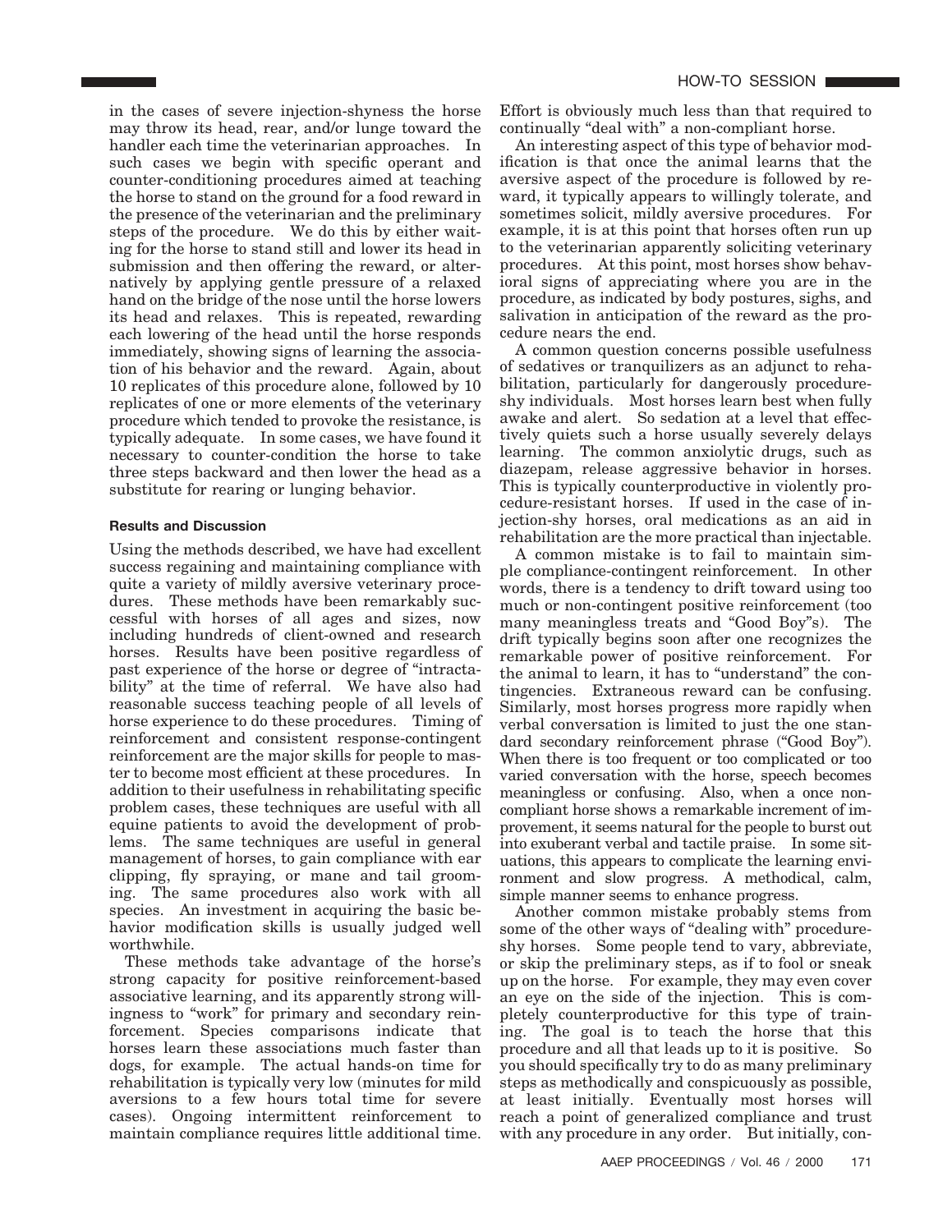in the cases of severe injection-shyness the horse may throw its head, rear, and/or lunge toward the handler each time the veterinarian approaches. In such cases we begin with specific operant and counter-conditioning procedures aimed at teaching the horse to stand on the ground for a food reward in the presence of the veterinarian and the preliminary steps of the procedure. We do this by either waiting for the horse to stand still and lower its head in submission and then offering the reward, or alternatively by applying gentle pressure of a relaxed hand on the bridge of the nose until the horse lowers its head and relaxes. This is repeated, rewarding each lowering of the head until the horse responds immediately, showing signs of learning the association of his behavior and the reward. Again, about 10 replicates of this procedure alone, followed by 10 replicates of one or more elements of the veterinary procedure which tended to provoke the resistance, is typically adequate. In some cases, we have found it necessary to counter-condition the horse to take three steps backward and then lower the head as a substitute for rearing or lunging behavior.

### Results and Discussion

Using the methods described, we have had excellent success regaining and maintaining compliance with quite a variety of mildly aversive veterinary procedures. These methods have been remarkably successful with horses of all ages and sizes, now including hundreds of client-owned and research horses. Results have been positive regardless of past experience of the horse or degree of "intractability" at the time of referral. We have also had reasonable success teaching people of all levels of horse experience to do these procedures. Timing of reinforcement and consistent response-contingent reinforcement are the major skills for people to master to become most efficient at these procedures. In addition to their usefulness in rehabilitating specific problem cases, these techniques are useful with all equine patients to avoid the development of problems. The same techniques are useful in general management of horses, to gain compliance with ear clipping, fly spraying, or mane and tail grooming. The same procedures also work with all species. An investment in acquiring the basic behavior modification skills is usually judged well worthwhile.

These methods take advantage of the horse's strong capacity for positive reinforcement-based associative learning, and its apparently strong willingness to "work" for primary and secondary reinforcement. Species comparisons indicate that horses learn these associations much faster than dogs, for example. The actual hands-on time for rehabilitation is typically very low (minutes for mild aversions to a few hours total time for severe cases). Ongoing intermittent reinforcement to maintain compliance requires little additional time. Effort is obviously much less than that required to continually "deal with" a non-compliant horse.

An interesting aspect of this type of behavior modification is that once the animal learns that the aversive aspect of the procedure is followed by reward, it typically appears to willingly tolerate, and sometimes solicit, mildly aversive procedures. For example, it is at this point that horses often run up to the veterinarian apparently soliciting veterinary procedures. At this point, most horses show behavioral signs of appreciating where you are in the procedure, as indicated by body postures, sighs, and salivation in anticipation of the reward as the procedure nears the end.

A common question concerns possible usefulness of sedatives or tranquilizers as an adjunct to rehabilitation, particularly for dangerously procedure-shy individuals. Most horses learn best when fully awake and alert. So sedation at a level that effectively quiets such a horse usually severely delays learning. The common anxiolytic drugs, such as diazepam, release aggressive behavior in horses. This is typically counterproductive in violently procedure-resistant horses. If used in the case of injection-shy horses, oral medications as an aid in rehabilitation are the more practical than injectable.

A common mistake is to fail to maintain simple compliance-contingent reinforcement. In other words, there is a tendency to drift toward using too much or non-contingent positive reinforcement (too many meaningless treats and "Good Boy"s). The drift typically begins soon after one recognizes the remarkable power of positive reinforcement. For the animal to learn, it has to "understand" the contingencies. Extraneous reward can be confusing. Similarly, most horses progress more rapidly when verbal conversation is limited to just the one standard secondary reinforcement phrase ("Good Boy"). When there is too frequent or too complicated or too varied conversation with the horse, speech becomes meaningless or confusing. Also, when a once noncompliant horse shows a remarkable increment of improvement, it seems natural for the people to burst out into exuberant verbal and tactile praise. In some situations, this appears to complicate the learning environment and slow progress. A methodical, calm, simple manner seems to enhance progress.

Another common mistake probably stems from some of the other ways of "dealing with" procedure-shy horses. Some people tend to vary, abbreviate, or skip the preliminary steps, as if to fool or sneak up on the horse. For example, they may even cover an eye on the side of the injection. This is completely counterproductive for this type of training. The goal is to teach the horse that this procedure and all that leads up to it is positive. So you should specifically try to do as many preliminary steps as methodically and conspicuously as possible, at least initially. Eventually most horses will reach a point of generalized compliance and trust with any procedure in any order. But initially, con-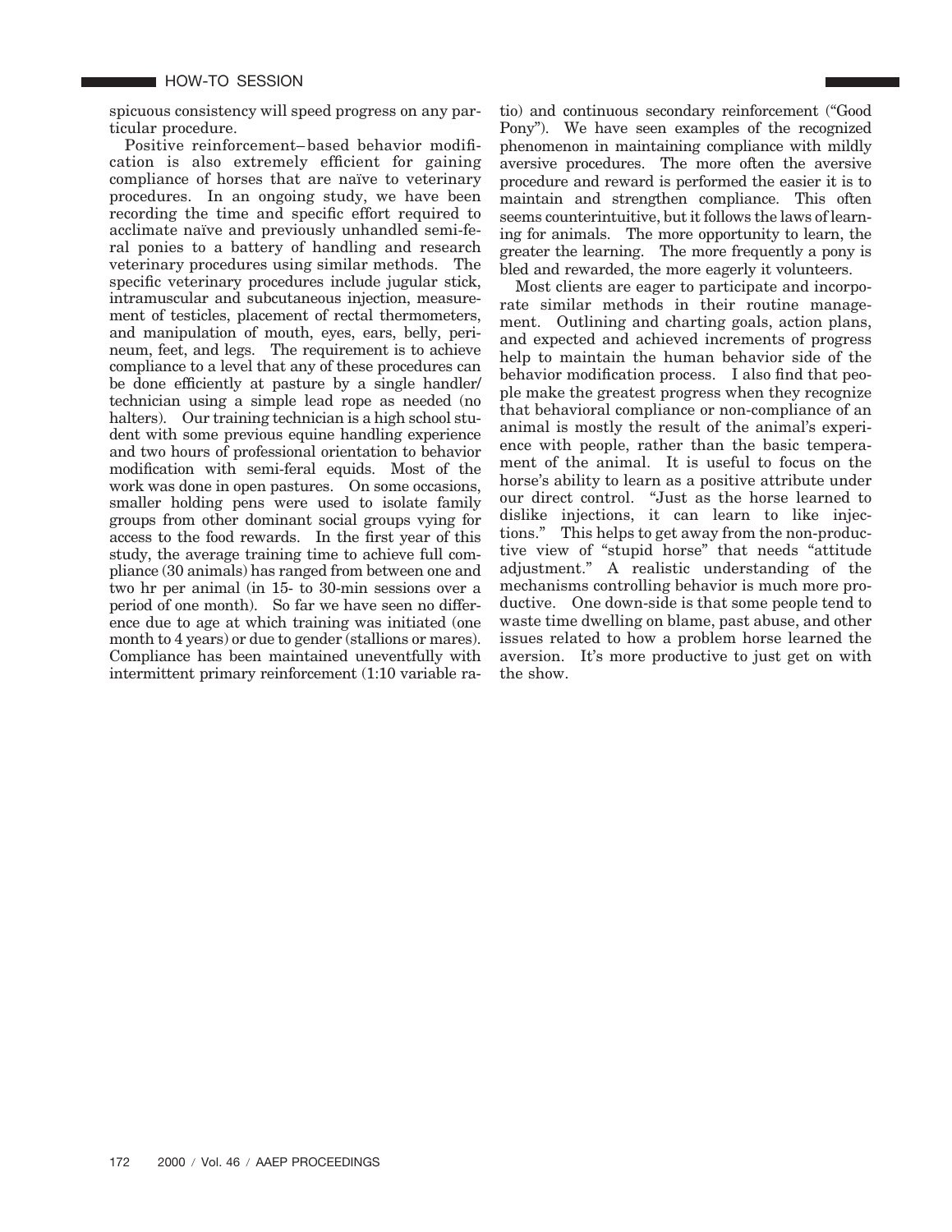spicuous consistency will speed progress on any particular procedure.

Positive reinforcement–based behavior modification is also extremely efficient for gaining compliance of horses that are naïve to veterinary procedures. In an ongoing study, we have been recording the time and specific effort required to acclimate naïve and previously unhandled semi-feral ponies to a battery of handling and research veterinary procedures using similar methods. The specific veterinary procedures include jugular stick, intramuscular and subcutaneous injection, measurement of testicles, placement of rectal thermometers, and manipulation of mouth, eyes, ears, belly, perineum, feet, and legs. The requirement is to achieve compliance to a level that any of these procedures can be done efficiently at pasture by a single handler/technician using a simple lead rope as needed (no halters). Our training technician is a high school student with some previous equine handling experience and two hours of professional orientation to behavior modification with semi-feral equids. Most of the work was done in open pastures. On some occasions, smaller holding pens were used to isolate family groups from other dominant social groups vying for access to the food rewards. In the first year of this study, the average training time to achieve full compliance (30 animals) has ranged from between one and two hr per animal (in 15- to 30-min sessions over a period of one month). So far we have seen no difference due to age at which training was initiated (one month to 4 years) or due to gender (stallions or mares). Compliance has been maintained uneventfully with intermittent primary reinforcement (1:10 variable ratio) and continuous secondary reinforcement ("Good Pony"). We have seen examples of the recognized phenomenon in maintaining compliance with mildly aversive procedures. The more often the aversive procedure and reward is performed the easier it is to maintain and strengthen compliance. This often seems counterintuitive, but it follows the laws of learning for animals. The more opportunity to learn, the greater the learning. The more frequently a pony is bled and rewarded, the more eagerly it volunteers.

Most clients are eager to participate and incorporate similar methods in their routine management. Outlining and charting goals, action plans, and expected and achieved increments of progress help to maintain the human behavior side of the behavior modification process. I also find that people make the greatest progress when they recognize that behavioral compliance or non-compliance of an animal is mostly the result of the animal's experience with people, rather than the basic temperament of the animal. It is useful to focus on the horse's ability to learn as a positive attribute under our direct control. "Just as the horse learned to dislike injections, it can learn to like injections." This helps to get away from the non-productive view of "stupid horse" that needs "attitude adjustment." A realistic understanding of the mechanisms controlling behavior is much more productive. One down-side is that some people tend to waste time dwelling on blame, past abuse, and other issues related to how a problem horse learned the aversion. It's more productive to just get on with the show.